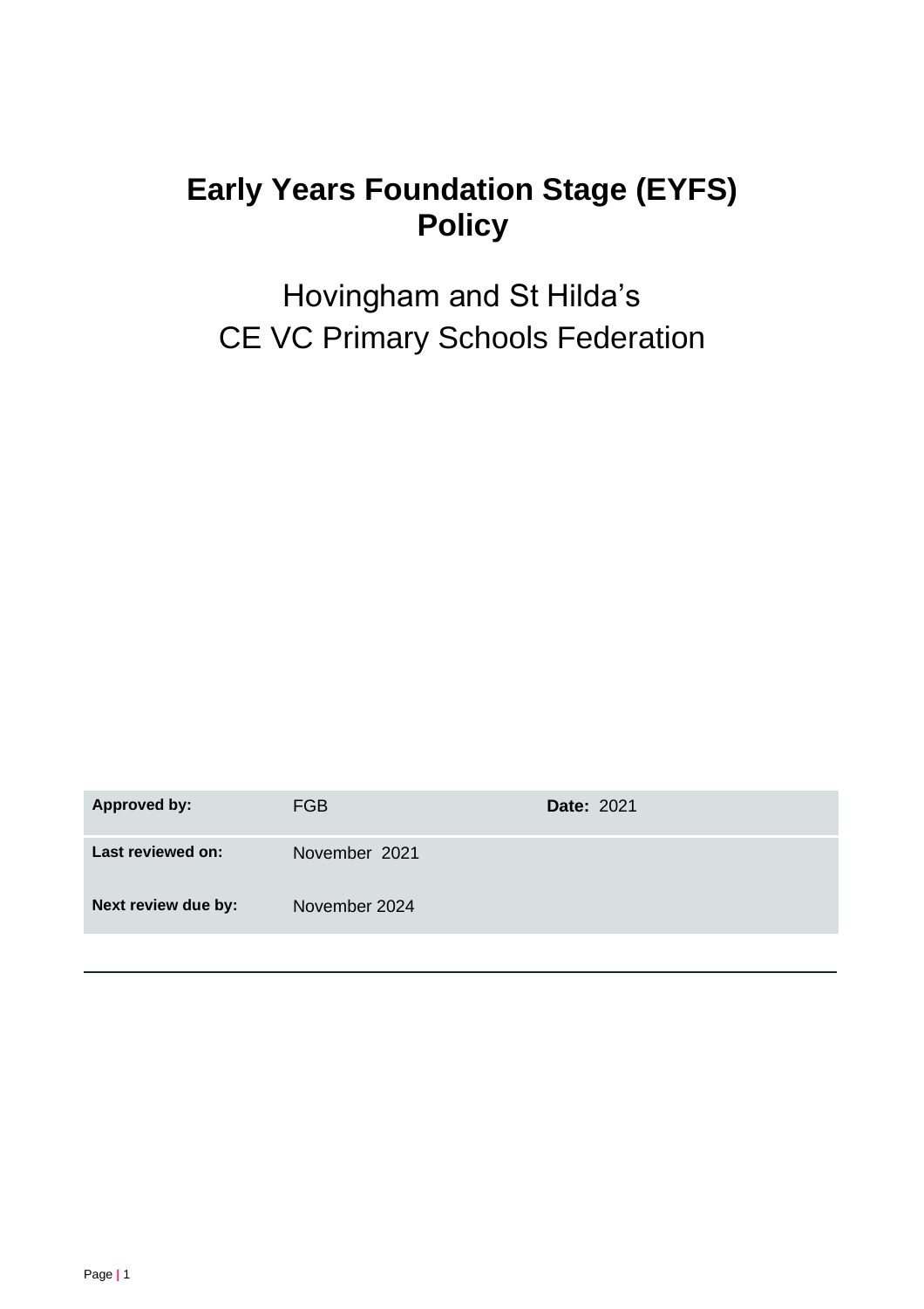# Early Years Foundation Stage (EYFS) Policy

Hovingham and St Hilda's
CE VC Primary Schools Federation

| **Approved by:** | FGB | **Date:** 2021 |
|---|---|---|
| **Last reviewed on:** | November 2021 | |
| **Next review due by:** | November 2024 | |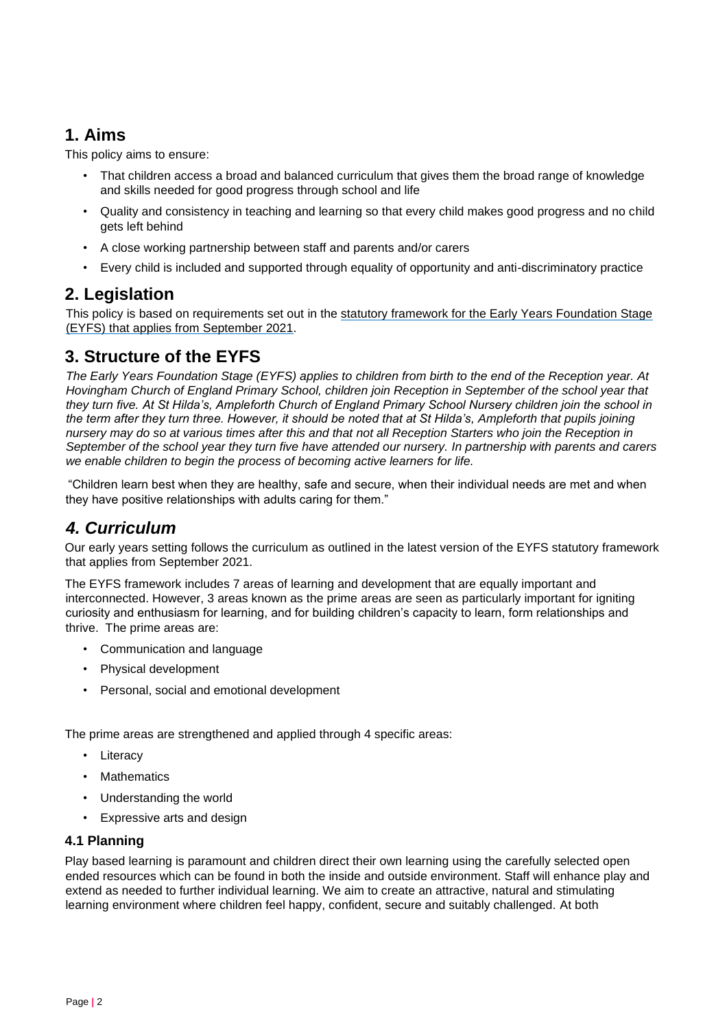## 1. Aims

This policy aims to ensure:

- That children access a broad and balanced curriculum that gives them the broad range of knowledge and skills needed for good progress through school and life
- Quality and consistency in teaching and learning so that every child makes good progress and no child gets left behind
- A close working partnership between staff and parents and/or carers
- Every child is included and supported through equality of opportunity and anti-discriminatory practice

## 2. Legislation

This policy is based on requirements set out in the statutory framework for the Early Years Foundation Stage (EYFS) that applies from September 2021.

## 3. Structure of the EYFS

*The Early Years Foundation Stage (EYFS) applies to children from birth to the end of the Reception year. At Hovingham Church of England Primary School, children join Reception in September of the school year that they turn five. At St Hilda's, Ampleforth Church of England Primary School Nursery children join the school in the term after they turn three. However, it should be noted that at St Hilda's, Ampleforth that pupils joining nursery may do so at various times after this and that not all Reception Starters who join the Reception in September of the school year they turn five have attended our nursery. In partnership with parents and carers we enable children to begin the process of becoming active learners for life.*

"Children learn best when they are healthy, safe and secure, when their individual needs are met and when they have positive relationships with adults caring for them."

## *4. Curriculum*

Our early years setting follows the curriculum as outlined in the latest version of the EYFS statutory framework that applies from September 2021.

The EYFS framework includes 7 areas of learning and development that are equally important and interconnected. However, 3 areas known as the prime areas are seen as particularly important for igniting curiosity and enthusiasm for learning, and for building children's capacity to learn, form relationships and thrive. The prime areas are:

- Communication and language
- Physical development
- Personal, social and emotional development

The prime areas are strengthened and applied through 4 specific areas:

- Literacy
- Mathematics
- Understanding the world
- Expressive arts and design

### 4.1 Planning

Play based learning is paramount and children direct their own learning using the carefully selected open ended resources which can be found in both the inside and outside environment. Staff will enhance play and extend as needed to further individual learning. We aim to create an attractive, natural and stimulating learning environment where children feel happy, confident, secure and suitably challenged. At both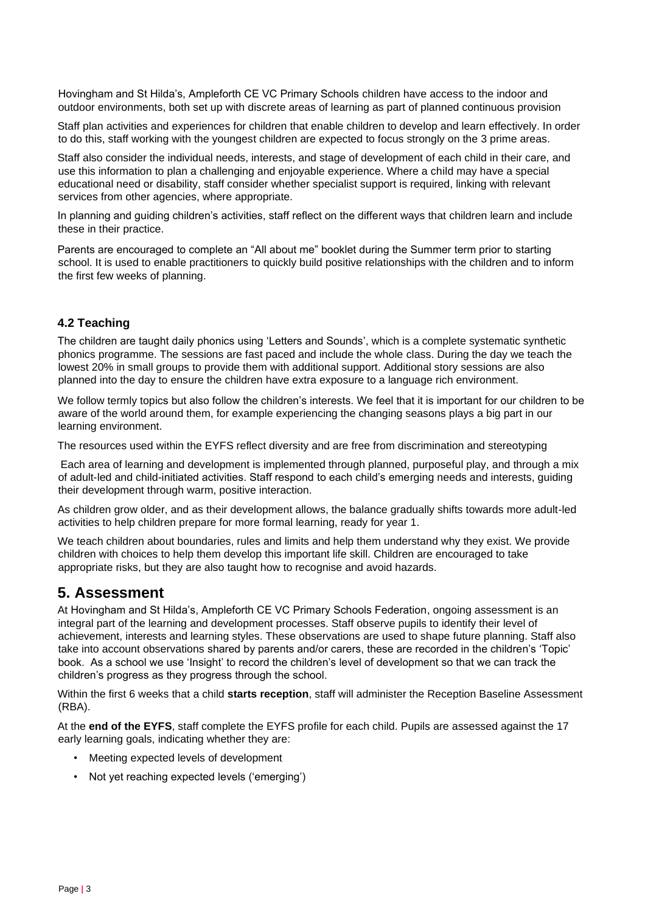Hovingham and St Hilda's, Ampleforth CE VC Primary Schools children have access to the indoor and outdoor environments, both set up with discrete areas of learning as part of planned continuous provision

Staff plan activities and experiences for children that enable children to develop and learn effectively. In order to do this, staff working with the youngest children are expected to focus strongly on the 3 prime areas.

Staff also consider the individual needs, interests, and stage of development of each child in their care, and use this information to plan a challenging and enjoyable experience. Where a child may have a special educational need or disability, staff consider whether specialist support is required, linking with relevant services from other agencies, where appropriate.

In planning and guiding children's activities, staff reflect on the different ways that children learn and include these in their practice.

Parents are encouraged to complete an "All about me" booklet during the Summer term prior to starting school. It is used to enable practitioners to quickly build positive relationships with the children and to inform the first few weeks of planning.

### 4.2 Teaching

The children are taught daily phonics using 'Letters and Sounds', which is a complete systematic synthetic phonics programme. The sessions are fast paced and include the whole class. During the day we teach the lowest 20% in small groups to provide them with additional support. Additional story sessions are also planned into the day to ensure the children have extra exposure to a language rich environment.

We follow termly topics but also follow the children's interests. We feel that it is important for our children to be aware of the world around them, for example experiencing the changing seasons plays a big part in our learning environment.

The resources used within the EYFS reflect diversity and are free from discrimination and stereotyping

Each area of learning and development is implemented through planned, purposeful play, and through a mix of adult-led and child-initiated activities. Staff respond to each child's emerging needs and interests, guiding their development through warm, positive interaction.

As children grow older, and as their development allows, the balance gradually shifts towards more adult-led activities to help children prepare for more formal learning, ready for year 1.

We teach children about boundaries, rules and limits and help them understand why they exist. We provide children with choices to help them develop this important life skill. Children are encouraged to take appropriate risks, but they are also taught how to recognise and avoid hazards.

## 5. Assessment

At Hovingham and St Hilda's, Ampleforth CE VC Primary Schools Federation, ongoing assessment is an integral part of the learning and development processes. Staff observe pupils to identify their level of achievement, interests and learning styles. These observations are used to shape future planning. Staff also take into account observations shared by parents and/or carers, these are recorded in the children's 'Topic' book. As a school we use 'Insight' to record the children's level of development so that we can track the children's progress as they progress through the school.

Within the first 6 weeks that a child **starts reception**, staff will administer the Reception Baseline Assessment (RBA).

At the **end of the EYFS**, staff complete the EYFS profile for each child. Pupils are assessed against the 17 early learning goals, indicating whether they are:

- Meeting expected levels of development
- Not yet reaching expected levels ('emerging')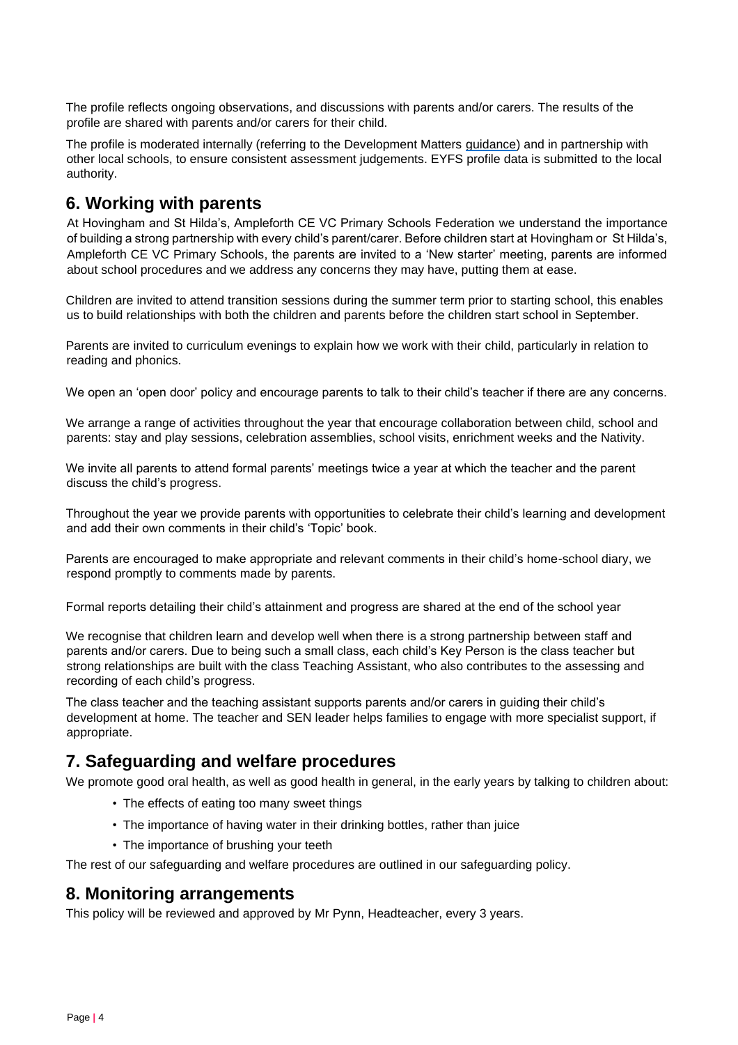The profile reflects ongoing observations, and discussions with parents and/or carers. The results of the profile are shared with parents and/or carers for their child.

The profile is moderated internally (referring to the Development Matters guidance) and in partnership with other local schools, to ensure consistent assessment judgements. EYFS profile data is submitted to the local authority.

## 6. Working with parents

At Hovingham and St Hilda's, Ampleforth CE VC Primary Schools Federation we understand the importance of building a strong partnership with every child's parent/carer. Before children start at Hovingham or St Hilda's, Ampleforth CE VC Primary Schools, the parents are invited to a 'New starter' meeting, parents are informed about school procedures and we address any concerns they may have, putting them at ease.

Children are invited to attend transition sessions during the summer term prior to starting school, this enables us to build relationships with both the children and parents before the children start school in September.

Parents are invited to curriculum evenings to explain how we work with their child, particularly in relation to reading and phonics.

We open an 'open door' policy and encourage parents to talk to their child's teacher if there are any concerns.

We arrange a range of activities throughout the year that encourage collaboration between child, school and parents: stay and play sessions, celebration assemblies, school visits, enrichment weeks and the Nativity.

We invite all parents to attend formal parents' meetings twice a year at which the teacher and the parent discuss the child's progress.

Throughout the year we provide parents with opportunities to celebrate their child's learning and development and add their own comments in their child's 'Topic' book.

Parents are encouraged to make appropriate and relevant comments in their child's home-school diary, we respond promptly to comments made by parents.

Formal reports detailing their child's attainment and progress are shared at the end of the school year

We recognise that children learn and develop well when there is a strong partnership between staff and parents and/or carers. Due to being such a small class, each child's Key Person is the class teacher but strong relationships are built with the class Teaching Assistant, who also contributes to the assessing and recording of each child's progress.

The class teacher and the teaching assistant supports parents and/or carers in guiding their child's development at home. The teacher and SEN leader helps families to engage with more specialist support, if appropriate.

## 7. Safeguarding and welfare procedures

We promote good oral health, as well as good health in general, in the early years by talking to children about:

- The effects of eating too many sweet things
- The importance of having water in their drinking bottles, rather than juice
- The importance of brushing your teeth

The rest of our safeguarding and welfare procedures are outlined in our safeguarding policy.

## 8. Monitoring arrangements

This policy will be reviewed and approved by Mr Pynn, Headteacher, every 3 years.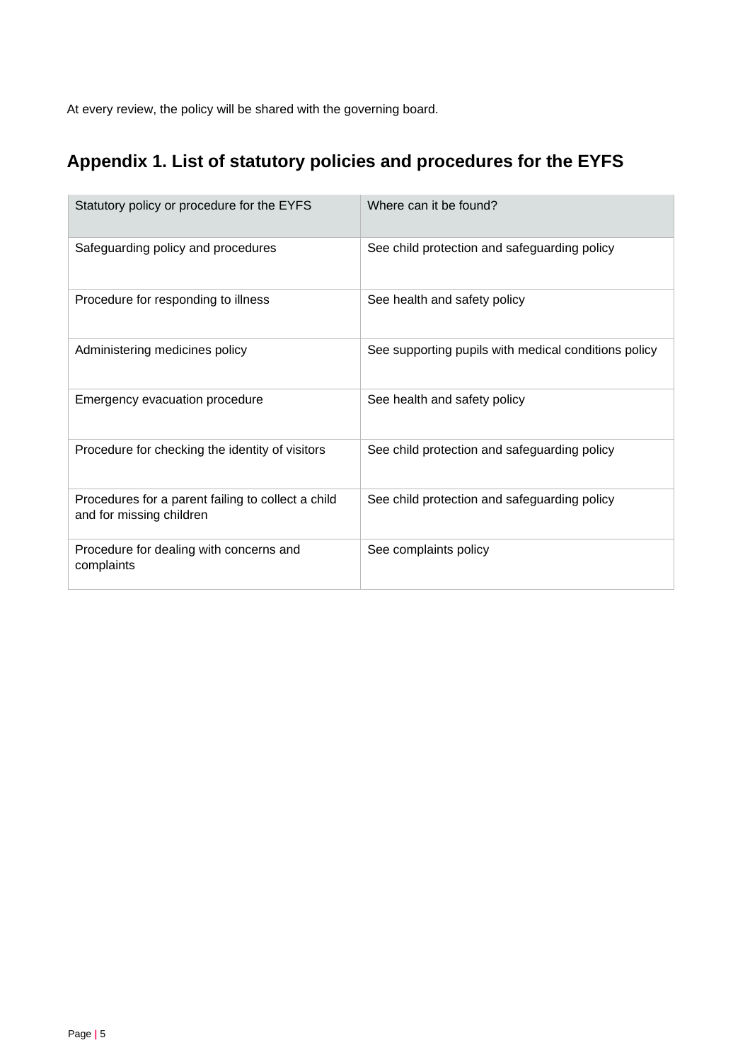At every review, the policy will be shared with the governing board.

## Appendix 1. List of statutory policies and procedures for the EYFS

| Statutory policy or procedure for the EYFS | Where can it be found? |
| --- | --- |
| Safeguarding policy and procedures | See child protection and safeguarding policy |
| Procedure for responding to illness | See health and safety policy |
| Administering medicines policy | See supporting pupils with medical conditions policy |
| Emergency evacuation procedure | See health and safety policy |
| Procedure for checking the identity of visitors | See child protection and safeguarding policy |
| Procedures for a parent failing to collect a child and for missing children | See child protection and safeguarding policy |
| Procedure for dealing with concerns and complaints | See complaints policy |